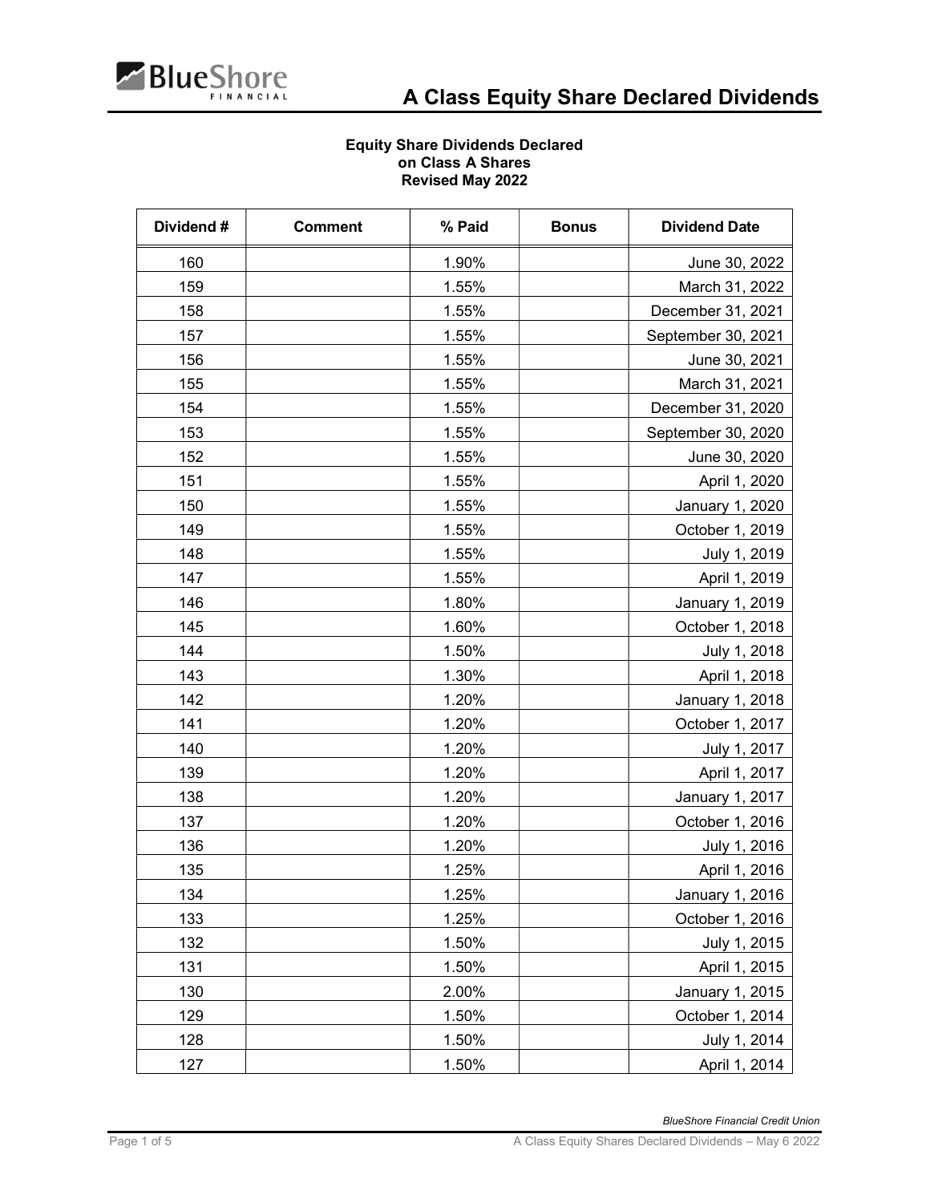# A Class Equity Share Declared Dividends

**Equity Share Dividends Declared**
**on Class A Shares**
**Revised May 2022**

| Dividend # | Comment | % Paid | Bonus | Dividend Date |
|---|---|---|---|---|
| 160 | | 1.90% | | June 30, 2022 |
| 159 | | 1.55% | | March 31, 2022 |
| 158 | | 1.55% | | December 31, 2021 |
| 157 | | 1.55% | | September 30, 2021 |
| 156 | | 1.55% | | June 30, 2021 |
| 155 | | 1.55% | | March 31, 2021 |
| 154 | | 1.55% | | December 31, 2020 |
| 153 | | 1.55% | | September 30, 2020 |
| 152 | | 1.55% | | June 30, 2020 |
| 151 | | 1.55% | | April 1, 2020 |
| 150 | | 1.55% | | January 1, 2020 |
| 149 | | 1.55% | | October 1, 2019 |
| 148 | | 1.55% | | July 1, 2019 |
| 147 | | 1.55% | | April 1, 2019 |
| 146 | | 1.80% | | January 1, 2019 |
| 145 | | 1.60% | | October 1, 2018 |
| 144 | | 1.50% | | July 1, 2018 |
| 143 | | 1.30% | | April 1, 2018 |
| 142 | | 1.20% | | January 1, 2018 |
| 141 | | 1.20% | | October 1, 2017 |
| 140 | | 1.20% | | July 1, 2017 |
| 139 | | 1.20% | | April 1, 2017 |
| 138 | | 1.20% | | January 1, 2017 |
| 137 | | 1.20% | | October 1, 2016 |
| 136 | | 1.20% | | July 1, 2016 |
| 135 | | 1.25% | | April 1, 2016 |
| 134 | | 1.25% | | January 1, 2016 |
| 133 | | 1.25% | | October 1, 2016 |
| 132 | | 1.50% | | July 1, 2015 |
| 131 | | 1.50% | | April 1, 2015 |
| 130 | | 2.00% | | January 1, 2015 |
| 129 | | 1.50% | | October 1, 2014 |
| 128 | | 1.50% | | July 1, 2014 |
| 127 | | 1.50% | | April 1, 2014 |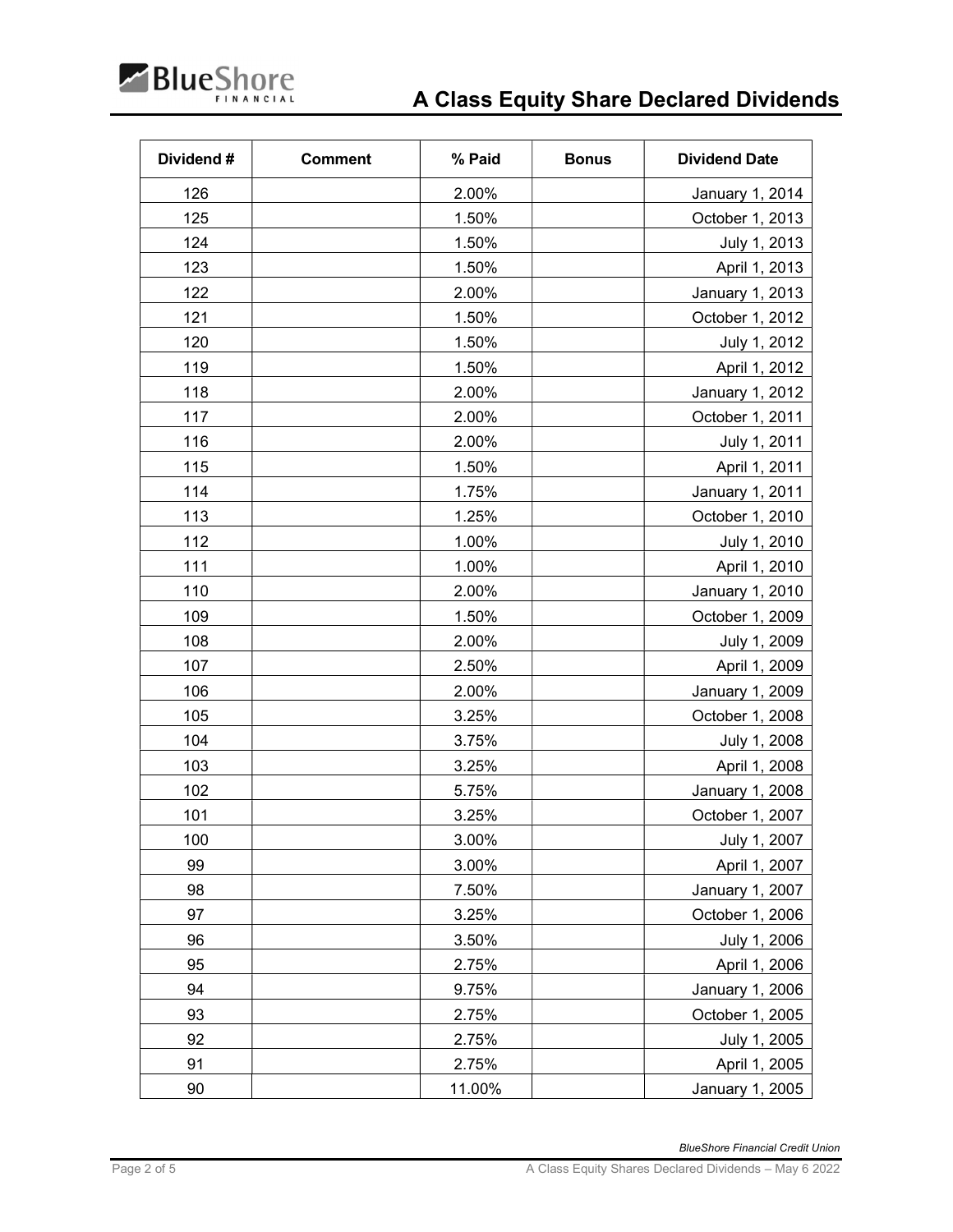# A Class Equity Share Declared Dividends

| Dividend # | Comment | % Paid | Bonus | Dividend Date |
|---|---|---|---|---|
| 126 | | 2.00% | | January 1, 2014 |
| 125 | | 1.50% | | October 1, 2013 |
| 124 | | 1.50% | | July 1, 2013 |
| 123 | | 1.50% | | April 1, 2013 |
| 122 | | 2.00% | | January 1, 2013 |
| 121 | | 1.50% | | October 1, 2012 |
| 120 | | 1.50% | | July 1, 2012 |
| 119 | | 1.50% | | April 1, 2012 |
| 118 | | 2.00% | | January 1, 2012 |
| 117 | | 2.00% | | October 1, 2011 |
| 116 | | 2.00% | | July 1, 2011 |
| 115 | | 1.50% | | April 1, 2011 |
| 114 | | 1.75% | | January 1, 2011 |
| 113 | | 1.25% | | October 1, 2010 |
| 112 | | 1.00% | | July 1, 2010 |
| 111 | | 1.00% | | April 1, 2010 |
| 110 | | 2.00% | | January 1, 2010 |
| 109 | | 1.50% | | October 1, 2009 |
| 108 | | 2.00% | | July 1, 2009 |
| 107 | | 2.50% | | April 1, 2009 |
| 106 | | 2.00% | | January 1, 2009 |
| 105 | | 3.25% | | October 1, 2008 |
| 104 | | 3.75% | | July 1, 2008 |
| 103 | | 3.25% | | April 1, 2008 |
| 102 | | 5.75% | | January 1, 2008 |
| 101 | | 3.25% | | October 1, 2007 |
| 100 | | 3.00% | | July 1, 2007 |
| 99 | | 3.00% | | April 1, 2007 |
| 98 | | 7.50% | | January 1, 2007 |
| 97 | | 3.25% | | October 1, 2006 |
| 96 | | 3.50% | | July 1, 2006 |
| 95 | | 2.75% | | April 1, 2006 |
| 94 | | 9.75% | | January 1, 2006 |
| 93 | | 2.75% | | October 1, 2005 |
| 92 | | 2.75% | | July 1, 2005 |
| 91 | | 2.75% | | April 1, 2005 |
| 90 | | 11.00% | | January 1, 2005 |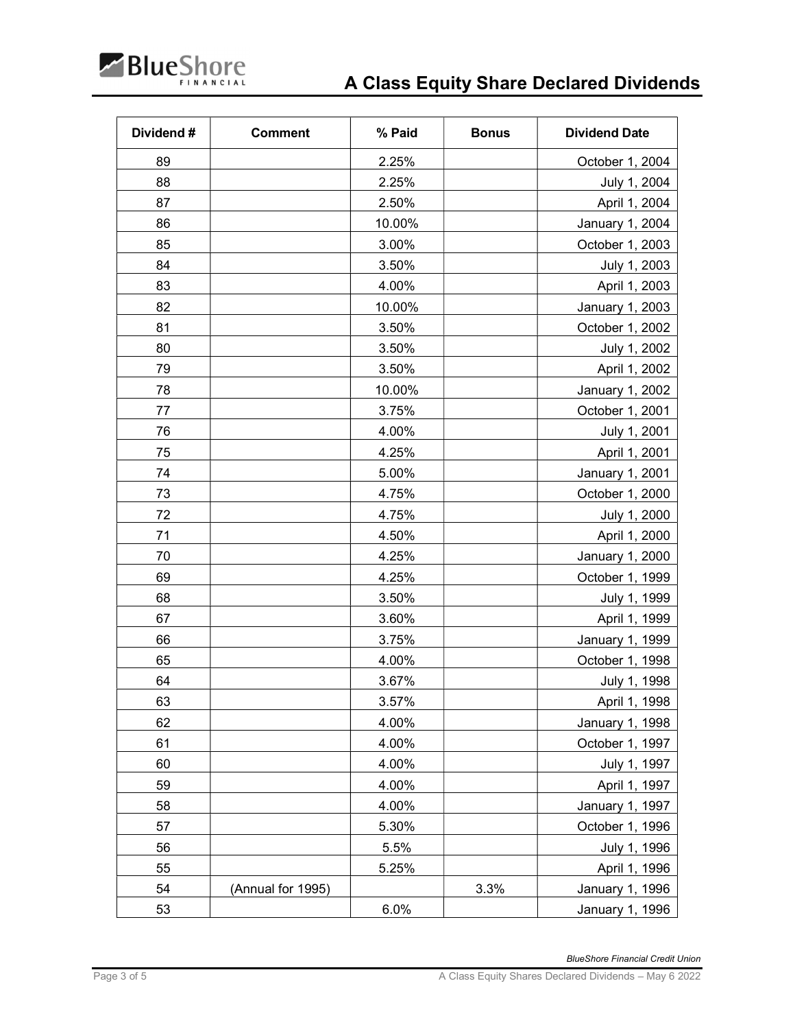# A Class Equity Share Declared Dividends

| Dividend # | Comment | % Paid | Bonus | Dividend Date |
|---|---|---|---|---|
| 89 | | 2.25% | | October 1, 2004 |
| 88 | | 2.25% | | July 1, 2004 |
| 87 | | 2.50% | | April 1, 2004 |
| 86 | | 10.00% | | January 1, 2004 |
| 85 | | 3.00% | | October 1, 2003 |
| 84 | | 3.50% | | July 1, 2003 |
| 83 | | 4.00% | | April 1, 2003 |
| 82 | | 10.00% | | January 1, 2003 |
| 81 | | 3.50% | | October 1, 2002 |
| 80 | | 3.50% | | July 1, 2002 |
| 79 | | 3.50% | | April 1, 2002 |
| 78 | | 10.00% | | January 1, 2002 |
| 77 | | 3.75% | | October 1, 2001 |
| 76 | | 4.00% | | July 1, 2001 |
| 75 | | 4.25% | | April 1, 2001 |
| 74 | | 5.00% | | January 1, 2001 |
| 73 | | 4.75% | | October 1, 2000 |
| 72 | | 4.75% | | July 1, 2000 |
| 71 | | 4.50% | | April 1, 2000 |
| 70 | | 4.25% | | January 1, 2000 |
| 69 | | 4.25% | | October 1, 1999 |
| 68 | | 3.50% | | July 1, 1999 |
| 67 | | 3.60% | | April 1, 1999 |
| 66 | | 3.75% | | January 1, 1999 |
| 65 | | 4.00% | | October 1, 1998 |
| 64 | | 3.67% | | July 1, 1998 |
| 63 | | 3.57% | | April 1, 1998 |
| 62 | | 4.00% | | January 1, 1998 |
| 61 | | 4.00% | | October 1, 1997 |
| 60 | | 4.00% | | July 1, 1997 |
| 59 | | 4.00% | | April 1, 1997 |
| 58 | | 4.00% | | January 1, 1997 |
| 57 | | 5.30% | | October 1, 1996 |
| 56 | | 5.5% | | July 1, 1996 |
| 55 | | 5.25% | | April 1, 1996 |
| 54 | (Annual for 1995) | | 3.3% | January 1, 1996 |
| 53 | | 6.0% | | January 1, 1996 |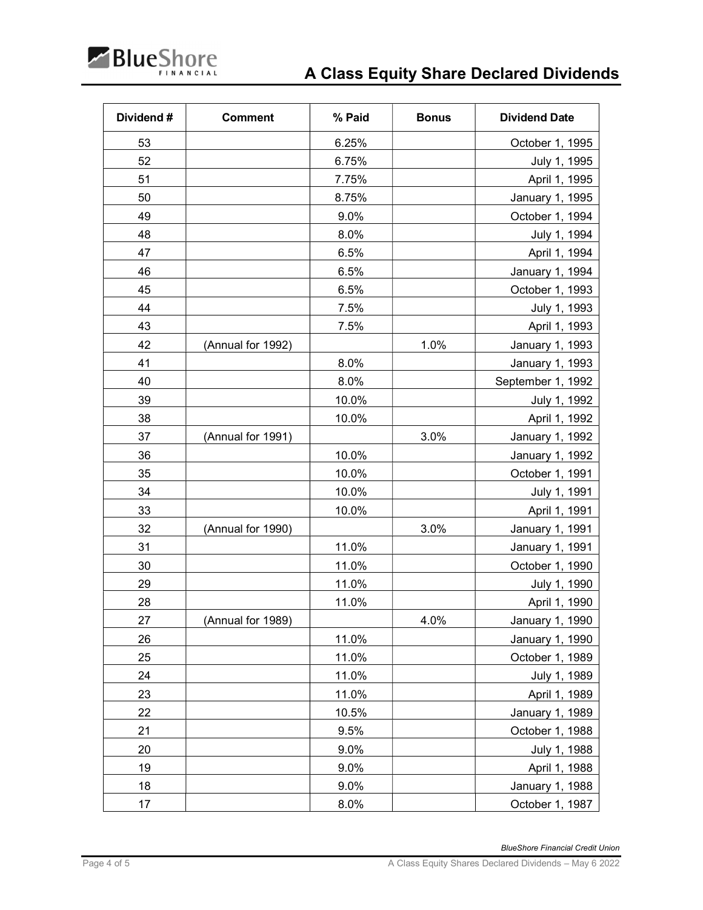# A Class Equity Share Declared Dividends

| Dividend # | Comment | % Paid | Bonus | Dividend Date |
|---|---|---|---|---|
| 53 | | 6.25% | | October 1, 1995 |
| 52 | | 6.75% | | July 1, 1995 |
| 51 | | 7.75% | | April 1, 1995 |
| 50 | | 8.75% | | January 1, 1995 |
| 49 | | 9.0% | | October 1, 1994 |
| 48 | | 8.0% | | July 1, 1994 |
| 47 | | 6.5% | | April 1, 1994 |
| 46 | | 6.5% | | January 1, 1994 |
| 45 | | 6.5% | | October 1, 1993 |
| 44 | | 7.5% | | July 1, 1993 |
| 43 | | 7.5% | | April 1, 1993 |
| 42 | (Annual for 1992) | | 1.0% | January 1, 1993 |
| 41 | | 8.0% | | January 1, 1993 |
| 40 | | 8.0% | | September 1, 1992 |
| 39 | | 10.0% | | July 1, 1992 |
| 38 | | 10.0% | | April 1, 1992 |
| 37 | (Annual for 1991) | | 3.0% | January 1, 1992 |
| 36 | | 10.0% | | January 1, 1992 |
| 35 | | 10.0% | | October 1, 1991 |
| 34 | | 10.0% | | July 1, 1991 |
| 33 | | 10.0% | | April 1, 1991 |
| 32 | (Annual for 1990) | | 3.0% | January 1, 1991 |
| 31 | | 11.0% | | January 1, 1991 |
| 30 | | 11.0% | | October 1, 1990 |
| 29 | | 11.0% | | July 1, 1990 |
| 28 | | 11.0% | | April 1, 1990 |
| 27 | (Annual for 1989) | | 4.0% | January 1, 1990 |
| 26 | | 11.0% | | January 1, 1990 |
| 25 | | 11.0% | | October 1, 1989 |
| 24 | | 11.0% | | July 1, 1989 |
| 23 | | 11.0% | | April 1, 1989 |
| 22 | | 10.5% | | January 1, 1989 |
| 21 | | 9.5% | | October 1, 1988 |
| 20 | | 9.0% | | July 1, 1988 |
| 19 | | 9.0% | | April 1, 1988 |
| 18 | | 9.0% | | January 1, 1988 |
| 17 | | 8.0% | | October 1, 1987 |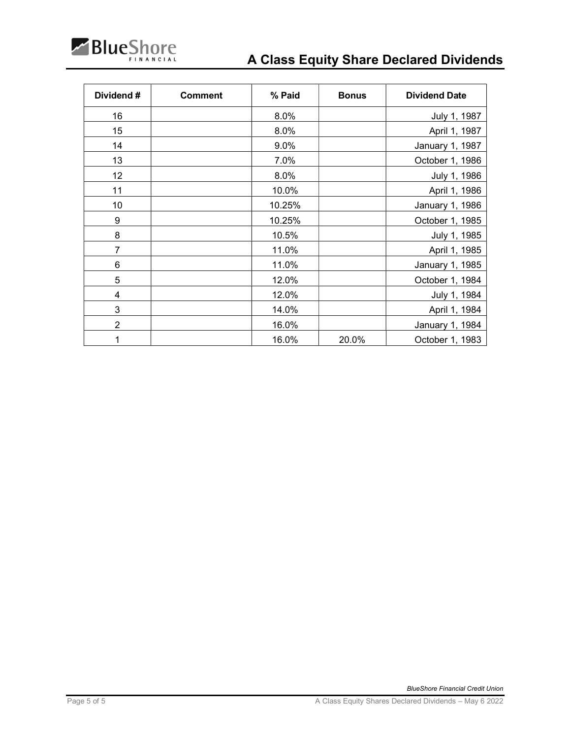# A Class Equity Share Declared Dividends

| Dividend # | Comment | % Paid | Bonus | Dividend Date |
|---|---|---|---|---|
| 16 | | 8.0% | | July 1, 1987 |
| 15 | | 8.0% | | April 1, 1987 |
| 14 | | 9.0% | | January 1, 1987 |
| 13 | | 7.0% | | October 1, 1986 |
| 12 | | 8.0% | | July 1, 1986 |
| 11 | | 10.0% | | April 1, 1986 |
| 10 | | 10.25% | | January 1, 1986 |
| 9 | | 10.25% | | October 1, 1985 |
| 8 | | 10.5% | | July 1, 1985 |
| 7 | | 11.0% | | April 1, 1985 |
| 6 | | 11.0% | | January 1, 1985 |
| 5 | | 12.0% | | October 1, 1984 |
| 4 | | 12.0% | | July 1, 1984 |
| 3 | | 14.0% | | April 1, 1984 |
| 2 | | 16.0% | | January 1, 1984 |
| 1 | | 16.0% | 20.0% | October 1, 1983 |